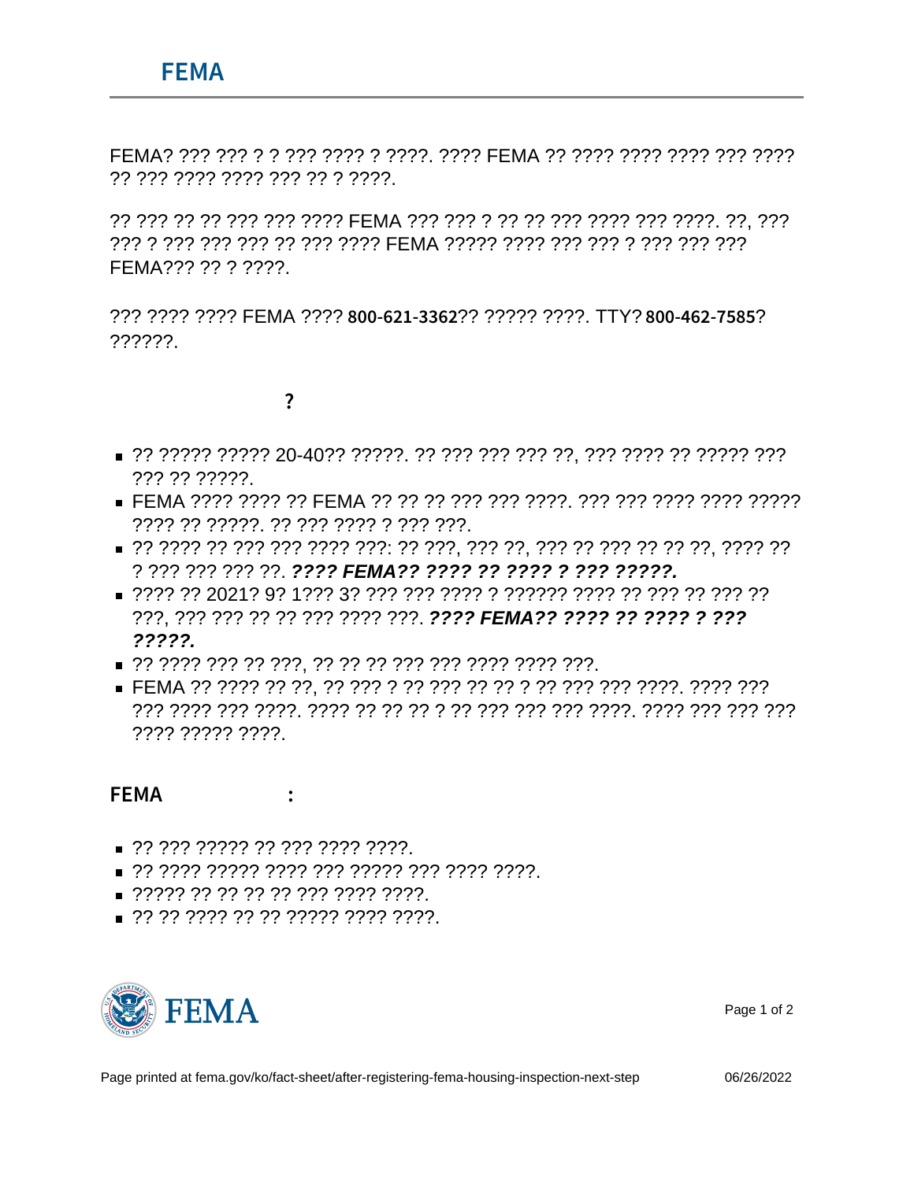# FEMA

FEMA? ??? ??? ? ? ??? ???? ? ????. ???? FEMA ?? ???? ???? ???? ??? ???? ?? ??? ???? ???? ??? ?? ? ????.

?? ??? ?? ?? ??? ??? ???? FEMA ??? ??? ? ?? ?? ??? ???? ??? ????. ??, ??? ??? ? ??? ??? ??? ?? ??? ???? FEMA ????? ???? ??? ??? ? ??? ??? ??? FEMA??? ?? ? ????.

??? ???? ???? FEMA ???? **800-621-3362**?? ????? ????. TTY? **800-462-7585**? ??????.

## ?

- ?? ????? ????? 20-40?? ?????. ?? ??? ??? ??? ??, ??? ???? ?? ????? ??? ??? ?? ?????.
- FEMA ???? ???? ?? FEMA ?? ?? ?? ??? ??? ????. ??? ??? ???? ???? ????? ???? ?? ?????. ?? ??? ???? ? ??? ???.
- ?? ???? ?? ??? ??? ???? ???: ?? ???, ??? ??, ??? ?? ??? ?? ?? ??, ???? ?? ? ??? ??? ??? ??. ***???? FEMA?? ???? ?? ???? ? ??? ?????.***
- ???? ?? 2021? 9? 1??? 3? ??? ??? ???? ? ?????? ???? ?? ??? ?? ??? ?? ???, ??? ??? ?? ?? ??? ???? ???. ***???? FEMA?? ???? ?? ???? ? ??? ?????.***
- ?? ???? ??? ?? ???, ?? ?? ?? ??? ??? ???? ???? ???.
- FEMA ?? ???? ?? ??, ?? ??? ? ?? ??? ?? ?? ? ?? ??? ??? ????. ???? ??? ??? ???? ??? ????. ???? ?? ?? ?? ? ?? ??? ??? ??? ????. ???? ??? ??? ??? ???? ????? ????.

## FEMA :

- ?? ??? ????? ?? ??? ???? ????.
- ?? ???? ????? ???? ??? ????? ??? ???? ????.
- ????? ?? ?? ?? ?? ??? ???? ????.
- ?? ?? ???? ?? ?? ????? ???? ????.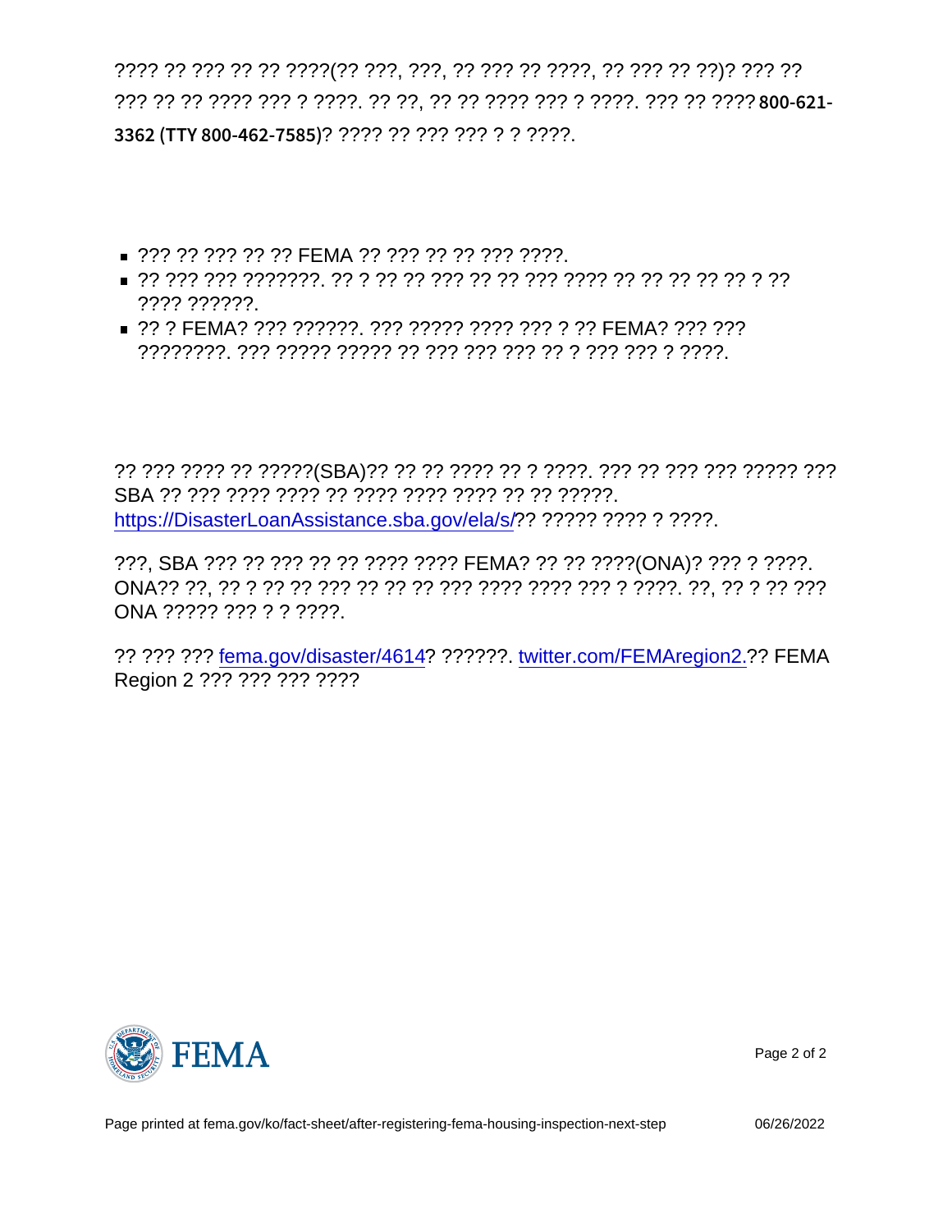???? ?? ??? ?? ?? ????(?? ???, ???, ?? ??? ?? ????, ?? ??? ?? ??)? ??? ?? ??? ?? ?? ???? ??? ? ????. ?? ??, ?? ?? ???? ??? ? ????. ??? ?? ???? 800-621-3362 (TTY 800-462-7585)? ???? ?? ??? ??? ? ? ????.

- ??? ?? ??? ?? ?? FEMA ?? ??? ?? ?? ??? ????.
- ?? ??? ??? ???????. ?? ? ?? ?? ??? ?? ?? ??? ???? ?? ?? ?? ?? ?? ? ?? ???? ??????.
- ?? ? FEMA? ??? ??????. ??? ????? ???? ??? ? ?? FEMA? ??? ??? ????????. ??? ????? ????? ?? ??? ??? ??? ?? ? ??? ??? ? ????.

?? ??? ???? ?? ?????(SBA)?? ?? ?? ???? ?? ? ????. ??? ?? ??? ??? ????? ??? SBA ?? ??? ???? ???? ?? ???? ???? ???? ?? ?? ?????. https://DisasterLoanAssistance.sba.gov/ela/s/?? ????? ???? ? ????.

???, SBA ??? ?? ??? ?? ?? ???? ???? FEMA? ?? ?? ????(ONA)? ??? ? ????. ONA?? ??, ?? ? ?? ?? ??? ?? ?? ?? ??? ???? ???? ??? ? ????. ??, ?? ? ?? ??? ONA ????? ??? ? ? ????.

?? ??? ??? fema.gov/disaster/4614? ??????. twitter.com/FEMAregion2.?? FEMA Region 2 ??? ??? ??? ????

Page printed at fema.gov/ko/fact-sheet/after-registering-fema-housing-inspection-next-step 06/26/2022